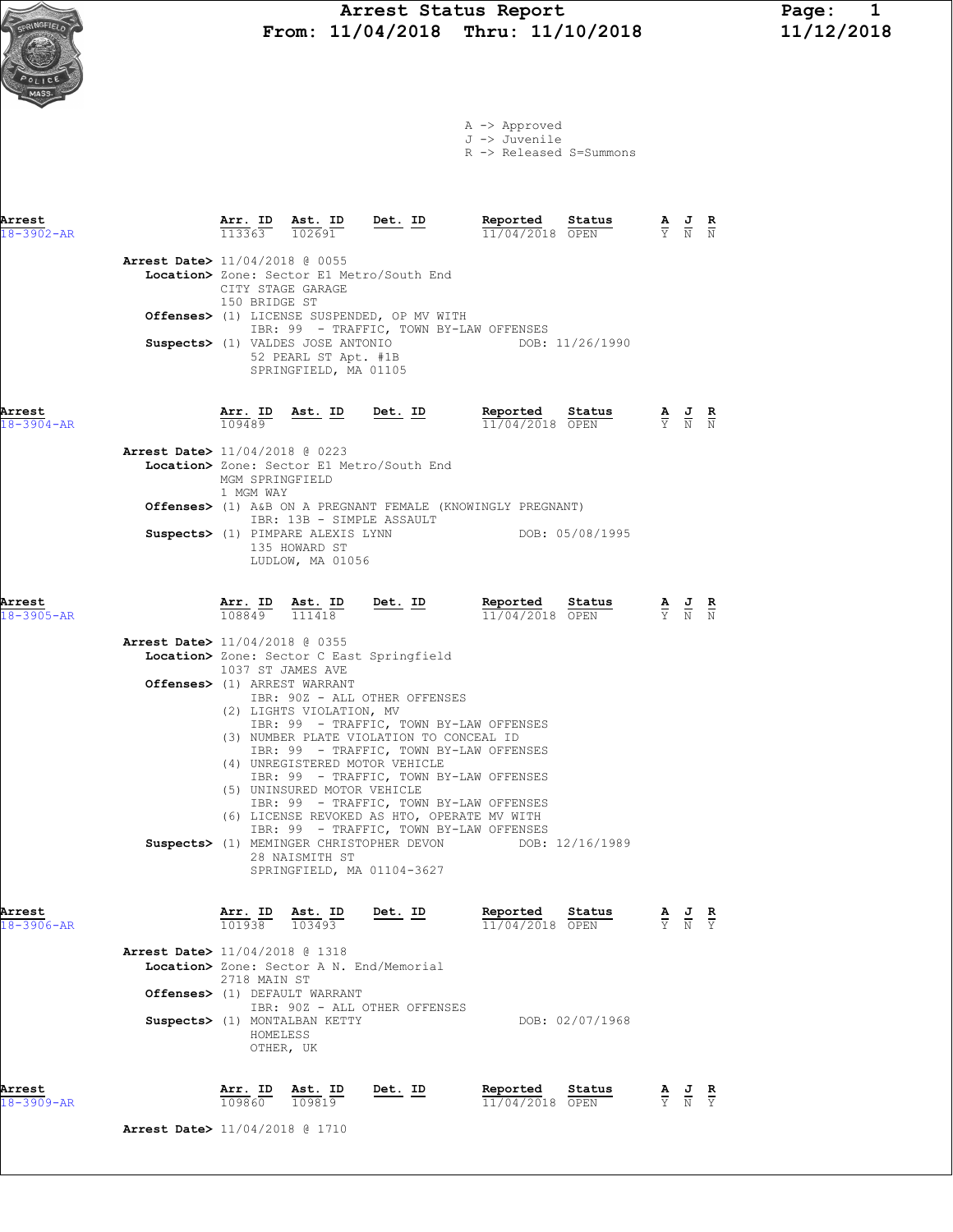# Arrest Status Report

**From: 11/04/2018 Thru: 11/10/2018**

11/12/2018

A -> Approved
J -> Juvenile
R -> Released S=Summons

| Arrest | Arr. ID | Ast. ID | Det. ID | Reported | Status | A | J | R |
|---|---|---|---|---|---|---|---|---|
| 18-3902-AR | 113363 | 102691 | | 11/04/2018 | OPEN | Y | N | N |

**Arrest Date>** 11/04/2018 @ 0055
**Location>** Zone: Sector E1 Metro/South End
CITY STAGE GARAGE
150 BRIDGE ST
**Offenses>** (1) LICENSE SUSPENDED, OP MV WITH
IBR: 99 - TRAFFIC, TOWN BY-LAW OFFENSES
**Suspects>** (1) VALDES JOSE ANTONIO DOB: 11/26/1990
52 PEARL ST Apt. #1B
SPRINGFIELD, MA 01105

| Arrest | Arr. ID | Ast. ID | Det. ID | Reported | Status | A | J | R |
|---|---|---|---|---|---|---|---|---|
| 18-3904-AR | 109489 | | | 11/04/2018 | OPEN | Y | N | N |

**Arrest Date>** 11/04/2018 @ 0223
**Location>** Zone: Sector E1 Metro/South End
MGM SPRINGFIELD
1 MGM WAY
**Offenses>** (1) A&B ON A PREGNANT FEMALE (KNOWINGLY PREGNANT)
IBR: 13B - SIMPLE ASSAULT
**Suspects>** (1) PIMPARE ALEXIS LYNN DOB: 05/08/1995
135 HOWARD ST
LUDLOW, MA 01056

| Arrest | Arr. ID | Ast. ID | Det. ID | Reported | Status | A | J | R |
|---|---|---|---|---|---|---|---|---|
| 18-3905-AR | 108849 | 111418 | | 11/04/2018 | OPEN | Y | N | N |

**Arrest Date>** 11/04/2018 @ 0355
**Location>** Zone: Sector C East Springfield
1037 ST JAMES AVE
**Offenses>** (1) ARREST WARRANT
IBR: 90Z - ALL OTHER OFFENSES
(2) LIGHTS VIOLATION, MV
IBR: 99 - TRAFFIC, TOWN BY-LAW OFFENSES
(3) NUMBER PLATE VIOLATION TO CONCEAL ID
IBR: 99 - TRAFFIC, TOWN BY-LAW OFFENSES
(4) UNREGISTERED MOTOR VEHICLE
IBR: 99 - TRAFFIC, TOWN BY-LAW OFFENSES
(5) UNINSURED MOTOR VEHICLE
IBR: 99 - TRAFFIC, TOWN BY-LAW OFFENSES
(6) LICENSE REVOKED AS HTO, OPERATE MV WITH
IBR: 99 - TRAFFIC, TOWN BY-LAW OFFENSES
**Suspects>** (1) MEMINGER CHRISTOPHER DEVON DOB: 12/16/1989
28 NAISMITH ST
SPRINGFIELD, MA 01104-3627

| Arrest | Arr. ID | Ast. ID | Det. ID | Reported | Status | A | J | R |
|---|---|---|---|---|---|---|---|---|
| 18-3906-AR | 101938 | 103493 | | 11/04/2018 | OPEN | Y | N | Y |

**Arrest Date>** 11/04/2018 @ 1318
**Location>** Zone: Sector A N. End/Memorial
2718 MAIN ST
**Offenses>** (1) DEFAULT WARRANT
IBR: 90Z - ALL OTHER OFFENSES
**Suspects>** (1) MONTALBAN KETTY DOB: 02/07/1968
HOMELESS
OTHER, UK

| Arrest | Arr. ID | Ast. ID | Det. ID | Reported | Status | A | J | R |
|---|---|---|---|---|---|---|---|---|
| 18-3909-AR | 109860 | 109819 | | 11/04/2018 | OPEN | Y | N | Y |

**Arrest Date>** 11/04/2018 @ 1710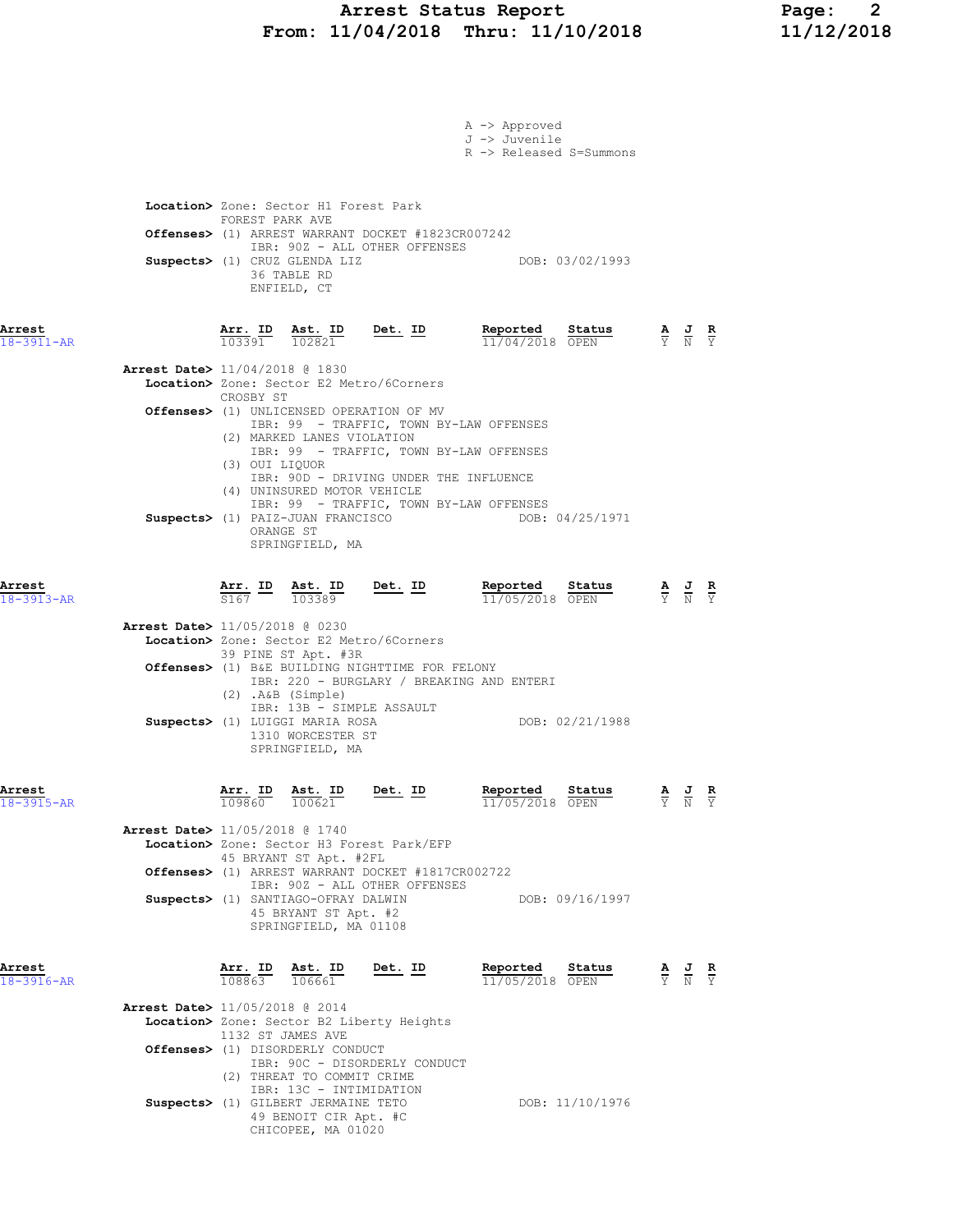A -> Approved
J -> Juvenile
R -> Released S=Summons

**Location>** Zone: Sector H1 Forest Park
FOREST PARK AVE
**Offenses>** (1) ARREST WARRANT DOCKET #1823CR007242
IBR: 90Z - ALL OTHER OFFENSES
**Suspects>** (1) CRUZ GLENDA LIZ — DOB: 03/02/1993
36 TABLE RD
ENFIELD, CT

---

**Arrest 18-3911-AR**

| Arr. ID | Ast. ID | Det. ID | Reported | Status | A | J | R |
|---|---|---|---|---|---|---|---|
| 103391 | 102821 | | 11/04/2018 | OPEN | Y | N | Y |

**Arrest Date>** 11/04/2018 @ 1830
**Location>** Zone: Sector E2 Metro/6Corners
CROSBY ST
**Offenses>** (1) UNLICENSED OPERATION OF MV
IBR: 99 - TRAFFIC, TOWN BY-LAW OFFENSES
(2) MARKED LANES VIOLATION
IBR: 99 - TRAFFIC, TOWN BY-LAW OFFENSES
(3) OUI LIQUOR
IBR: 90D - DRIVING UNDER THE INFLUENCE
(4) UNINSURED MOTOR VEHICLE
IBR: 99 - TRAFFIC, TOWN BY-LAW OFFENSES
**Suspects>** (1) PAIZ-JUAN FRANCISCO — DOB: 04/25/1971
ORANGE ST
SPRINGFIELD, MA

---

**Arrest 18-3913-AR**

| Arr. ID | Ast. ID | Det. ID | Reported | Status | A | J | R |
|---|---|---|---|---|---|---|---|
| S167 | 103389 | | 11/05/2018 | OPEN | Y | N | Y |

**Arrest Date>** 11/05/2018 @ 0230
**Location>** Zone: Sector E2 Metro/6Corners
39 PINE ST Apt. #3R
**Offenses>** (1) B&E BUILDING NIGHTTIME FOR FELONY
IBR: 220 - BURGLARY / BREAKING AND ENTERI
(2) .A&B (Simple)
IBR: 13B - SIMPLE ASSAULT
**Suspects>** (1) LUIGGI MARIA ROSA — DOB: 02/21/1988
1310 WORCESTER ST
SPRINGFIELD, MA

---

**Arrest 18-3915-AR**

| Arr. ID | Ast. ID | Det. ID | Reported | Status | A | J | R |
|---|---|---|---|---|---|---|---|
| 109860 | 100621 | | 11/05/2018 | OPEN | Y | N | Y |

**Arrest Date>** 11/05/2018 @ 1740
**Location>** Zone: Sector H3 Forest Park/EFP
45 BRYANT ST Apt. #2FL
**Offenses>** (1) ARREST WARRANT DOCKET #1817CR002722
IBR: 90Z - ALL OTHER OFFENSES
**Suspects>** (1) SANTIAGO-OFRAY DALWIN — DOB: 09/16/1997
45 BRYANT ST Apt. #2
SPRINGFIELD, MA 01108

---

**Arrest 18-3916-AR**

| Arr. ID | Ast. ID | Det. ID | Reported | Status | A | J | R |
|---|---|---|---|---|---|---|---|
| 108863 | 106661 | | 11/05/2018 | OPEN | Y | N | Y |

**Arrest Date>** 11/05/2018 @ 2014
**Location>** Zone: Sector B2 Liberty Heights
1132 ST JAMES AVE
**Offenses>** (1) DISORDERLY CONDUCT
IBR: 90C - DISORDERLY CONDUCT
(2) THREAT TO COMMIT CRIME
IBR: 13C - INTIMIDATION
**Suspects>** (1) GILBERT JERMAINE TETO — DOB: 11/10/1976
49 BENOIT CIR Apt. #C
CHICOPEE, MA 01020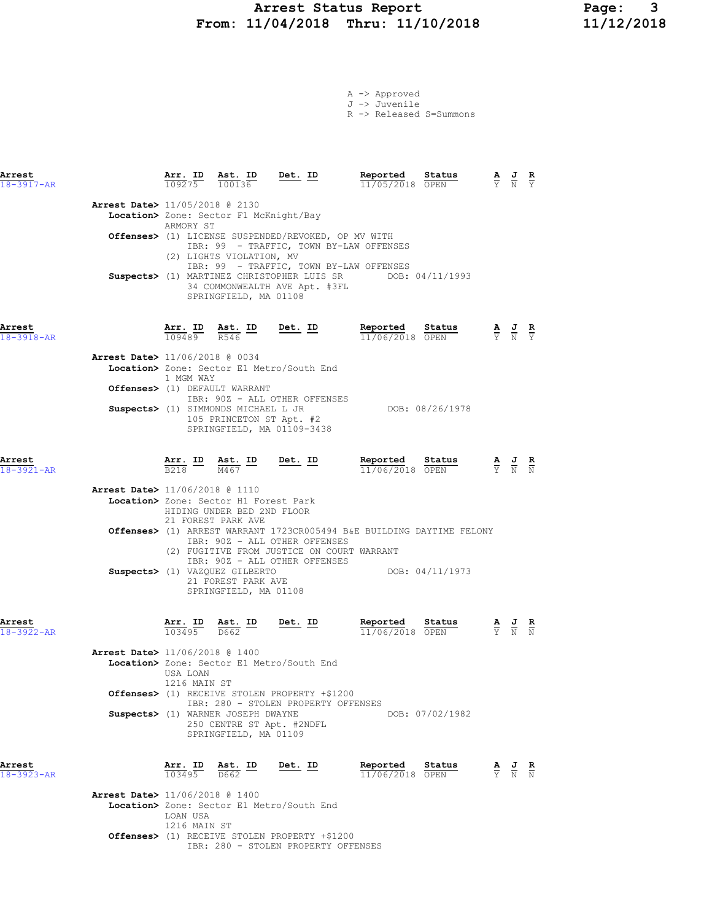A -> Approved
J -> Juvenile
R -> Released S=Summons

| Arrest | Arr. ID | Ast. ID | Det. ID | Reported | Status | A | J | R |
|---|---|---|---|---|---|---|---|---|
| 18-3917-AR | 109275 | 100136 | | 11/05/2018 | OPEN | Y | N | Y |

**Arrest Date>** 11/05/2018 @ 2130
**Location>** Zone: Sector F1 McKnight/Bay
ARMORY ST
**Offenses>** (1) LICENSE SUSPENDED/REVOKED, OP MV WITH
IBR: 99 - TRAFFIC, TOWN BY-LAW OFFENSES
(2) LIGHTS VIOLATION, MV
IBR: 99 - TRAFFIC, TOWN BY-LAW OFFENSES
**Suspects>** (1) MARTINEZ CHRISTOPHER LUIS SR DOB: 04/11/1993
34 COMMONWEALTH AVE Apt. #3FL
SPRINGFIELD, MA 01108

| Arrest | Arr. ID | Ast. ID | Det. ID | Reported | Status | A | J | R |
|---|---|---|---|---|---|---|---|---|
| 18-3918-AR | 109489 | R546 | | 11/06/2018 | OPEN | Y | N | Y |

**Arrest Date>** 11/06/2018 @ 0034
**Location>** Zone: Sector E1 Metro/South End
1 MGM WAY
**Offenses>** (1) DEFAULT WARRANT
IBR: 90Z - ALL OTHER OFFENSES
**Suspects>** (1) SIMMONDS MICHAEL L JR DOB: 08/26/1978
105 PRINCETON ST Apt. #2
SPRINGFIELD, MA 01109-3438

| Arrest | Arr. ID | Ast. ID | Det. ID | Reported | Status | A | J | R |
|---|---|---|---|---|---|---|---|---|
| 18-3921-AR | B218 | M467 | | 11/06/2018 | OPEN | Y | N | N |

**Arrest Date>** 11/06/2018 @ 1110
**Location>** Zone: Sector H1 Forest Park
HIDING UNDER BED 2ND FLOOR
21 FOREST PARK AVE
**Offenses>** (1) ARREST WARRANT 1723CR005494 B&E BUILDING DAYTIME FELONY
IBR: 90Z - ALL OTHER OFFENSES
(2) FUGITIVE FROM JUSTICE ON COURT WARRANT
IBR: 90Z - ALL OTHER OFFENSES
**Suspects>** (1) VAZQUEZ GILBERTO DOB: 04/11/1973
21 FOREST PARK AVE
SPRINGFIELD, MA 01108

| Arrest | Arr. ID | Ast. ID | Det. ID | Reported | Status | A | J | R |
|---|---|---|---|---|---|---|---|---|
| 18-3922-AR | 103495 | D662 | | 11/06/2018 | OPEN | Y | N | N |

**Arrest Date>** 11/06/2018 @ 1400
**Location>** Zone: Sector E1 Metro/South End
USA LOAN
1216 MAIN ST
**Offenses>** (1) RECEIVE STOLEN PROPERTY +$1200
IBR: 280 - STOLEN PROPERTY OFFENSES
**Suspects>** (1) WARNER JOSEPH DWAYNE DOB: 07/02/1982
250 CENTRE ST Apt. #2NDFL
SPRINGFIELD, MA 01109

| Arrest | Arr. ID | Ast. ID | Det. ID | Reported | Status | A | J | R |
|---|---|---|---|---|---|---|---|---|
| 18-3923-AR | 103495 | D662 | | 11/06/2018 | OPEN | Y | N | N |

**Arrest Date>** 11/06/2018 @ 1400
**Location>** Zone: Sector E1 Metro/South End
LOAN USA
1216 MAIN ST
**Offenses>** (1) RECEIVE STOLEN PROPERTY +$1200
IBR: 280 - STOLEN PROPERTY OFFENSES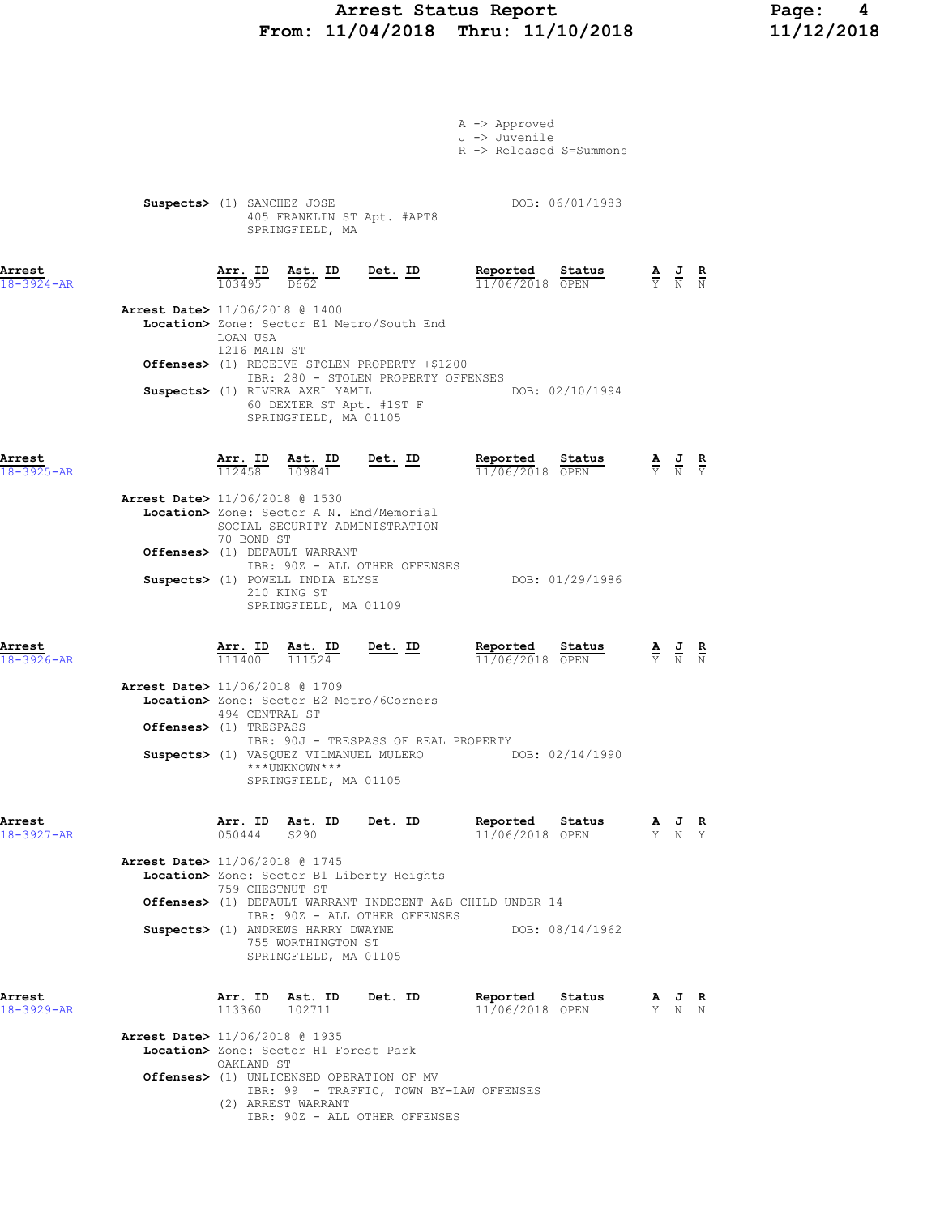A -> Approved
J -> Juvenile
R -> Released S=Summons

**Suspects>** (1) SANCHEZ JOSE DOB: 06/01/1983
405 FRANKLIN ST Apt. #APT8
SPRINGFIELD, MA

## Arrest 18-3924-AR

| Arr. ID | Ast. ID | Det. ID | Reported | Status | A | J | R |
|---|---|---|---|---|---|---|---|
| 103495 | D662 | | 11/06/2018 | OPEN | Y | N | N |

**Arrest Date>** 11/06/2018 @ 1400
**Location>** Zone: Sector E1 Metro/South End
LOAN USA
1216 MAIN ST
**Offenses>** (1) RECEIVE STOLEN PROPERTY +$1200
IBR: 280 - STOLEN PROPERTY OFFENSES
**Suspects>** (1) RIVERA AXEL YAMIL DOB: 02/10/1994
60 DEXTER ST Apt. #1ST F
SPRINGFIELD, MA 01105

## Arrest 18-3925-AR

| Arr. ID | Ast. ID | Det. ID | Reported | Status | A | J | R |
|---|---|---|---|---|---|---|---|
| 112458 | 109841 | | 11/06/2018 | OPEN | Y | N | Y |

**Arrest Date>** 11/06/2018 @ 1530
**Location>** Zone: Sector A N. End/Memorial
SOCIAL SECURITY ADMINISTRATION
70 BOND ST
**Offenses>** (1) DEFAULT WARRANT
IBR: 90Z - ALL OTHER OFFENSES
**Suspects>** (1) POWELL INDIA ELYSE DOB: 01/29/1986
210 KING ST
SPRINGFIELD, MA 01109

## Arrest 18-3926-AR

| Arr. ID | Ast. ID | Det. ID | Reported | Status | A | J | R |
|---|---|---|---|---|---|---|---|
| 111400 | 111524 | | 11/06/2018 | OPEN | Y | N | N |

**Arrest Date>** 11/06/2018 @ 1709
**Location>** Zone: Sector E2 Metro/6Corners
494 CENTRAL ST
**Offenses>** (1) TRESPASS
IBR: 90J - TRESPASS OF REAL PROPERTY
**Suspects>** (1) VASQUEZ VILMANUEL MULERO DOB: 02/14/1990
***UNKNOWN***
SPRINGFIELD, MA 01105

## Arrest 18-3927-AR

| Arr. ID | Ast. ID | Det. ID | Reported | Status | A | J | R |
|---|---|---|---|---|---|---|---|
| 050444 | S290 | | 11/06/2018 | OPEN | Y | N | Y |

**Arrest Date>** 11/06/2018 @ 1745
**Location>** Zone: Sector B1 Liberty Heights
759 CHESTNUT ST
**Offenses>** (1) DEFAULT WARRANT INDECENT A&B CHILD UNDER 14
IBR: 90Z - ALL OTHER OFFENSES
**Suspects>** (1) ANDREWS HARRY DWAYNE DOB: 08/14/1962
755 WORTHINGTON ST
SPRINGFIELD, MA 01105

## Arrest 18-3929-AR

| Arr. ID | Ast. ID | Det. ID | Reported | Status | A | J | R |
|---|---|---|---|---|---|---|---|
| 113360 | 102711 | | 11/06/2018 | OPEN | Y | N | N |

**Arrest Date>** 11/06/2018 @ 1935
**Location>** Zone: Sector H1 Forest Park
OAKLAND ST
**Offenses>** (1) UNLICENSED OPERATION OF MV
IBR: 99 - TRAFFIC, TOWN BY-LAW OFFENSES
(2) ARREST WARRANT
IBR: 90Z - ALL OTHER OFFENSES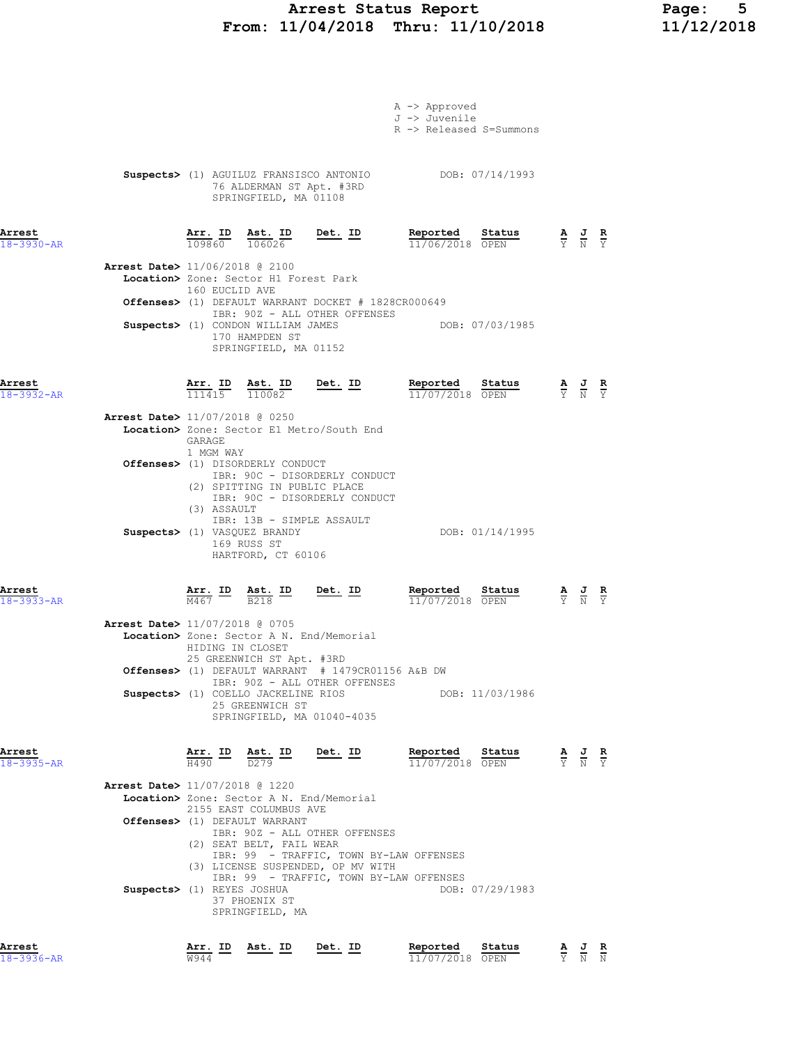A -> Approved
J -> Juvenile
R -> Released S=Summons

**Suspects>** (1) AGUILUZ FRANSISCO ANTONIO DOB: 07/14/1993
76 ALDERMAN ST Apt. #3RD
SPRINGFIELD, MA 01108

| Arrest | Arr. ID | Ast. ID | Det. ID | Reported | Status | A | J | R |
|---|---|---|---|---|---|---|---|---|
| 18-3930-AR | 109860 | 106026 | | 11/06/2018 | OPEN | Y | N | Y |

**Arrest Date>** 11/06/2018 @ 2100
**Location>** Zone: Sector H1 Forest Park
160 EUCLID AVE
**Offenses>** (1) DEFAULT WARRANT DOCKET # 1828CR000649
IBR: 90Z - ALL OTHER OFFENSES
**Suspects>** (1) CONDON WILLIAM JAMES DOB: 07/03/1985
170 HAMPDEN ST
SPRINGFIELD, MA 01152

| Arrest | Arr. ID | Ast. ID | Det. ID | Reported | Status | A | J | R |
|---|---|---|---|---|---|---|---|---|
| 18-3932-AR | 111415 | 110082 | | 11/07/2018 | OPEN | Y | N | Y |

**Arrest Date>** 11/07/2018 @ 0250
**Location>** Zone: Sector E1 Metro/South End
GARAGE
1 MGM WAY
**Offenses>** (1) DISORDERLY CONDUCT
IBR: 90C - DISORDERLY CONDUCT
(2) SPITTING IN PUBLIC PLACE
IBR: 90C - DISORDERLY CONDUCT
(3) ASSAULT
IBR: 13B - SIMPLE ASSAULT
**Suspects>** (1) VASQUEZ BRANDY DOB: 01/14/1995
169 RUSS ST
HARTFORD, CT 60106

| Arrest | Arr. ID | Ast. ID | Det. ID | Reported | Status | A | J | R |
|---|---|---|---|---|---|---|---|---|
| 18-3933-AR | M467 | B218 | | 11/07/2018 | OPEN | Y | N | Y |

**Arrest Date>** 11/07/2018 @ 0705
**Location>** Zone: Sector A N. End/Memorial
HIDING IN CLOSET
25 GREENWICH ST Apt. #3RD
**Offenses>** (1) DEFAULT WARRANT # 1479CR01156 A&B DW
IBR: 90Z - ALL OTHER OFFENSES
**Suspects>** (1) COELLO JACKELINE RIOS DOB: 11/03/1986
25 GREENWICH ST
SPRINGFIELD, MA 01040-4035

| Arrest | Arr. ID | Ast. ID | Det. ID | Reported | Status | A | J | R |
|---|---|---|---|---|---|---|---|---|
| 18-3935-AR | H490 | D279 | | 11/07/2018 | OPEN | Y | N | Y |

**Arrest Date>** 11/07/2018 @ 1220
**Location>** Zone: Sector A N. End/Memorial
2155 EAST COLUMBUS AVE
**Offenses>** (1) DEFAULT WARRANT
IBR: 90Z - ALL OTHER OFFENSES
(2) SEAT BELT, FAIL WEAR
IBR: 99 - TRAFFIC, TOWN BY-LAW OFFENSES
(3) LICENSE SUSPENDED, OP MV WITH
IBR: 99 - TRAFFIC, TOWN BY-LAW OFFENSES
**Suspects>** (1) REYES JOSHUA DOB: 07/29/1983
37 PHOENIX ST
SPRINGFIELD, MA

| Arrest | Arr. ID | Ast. ID | Det. ID | Reported | Status | A | J | R |
|---|---|---|---|---|---|---|---|---|
| 18-3936-AR | W944 | | | 11/07/2018 | OPEN | Y | N | N |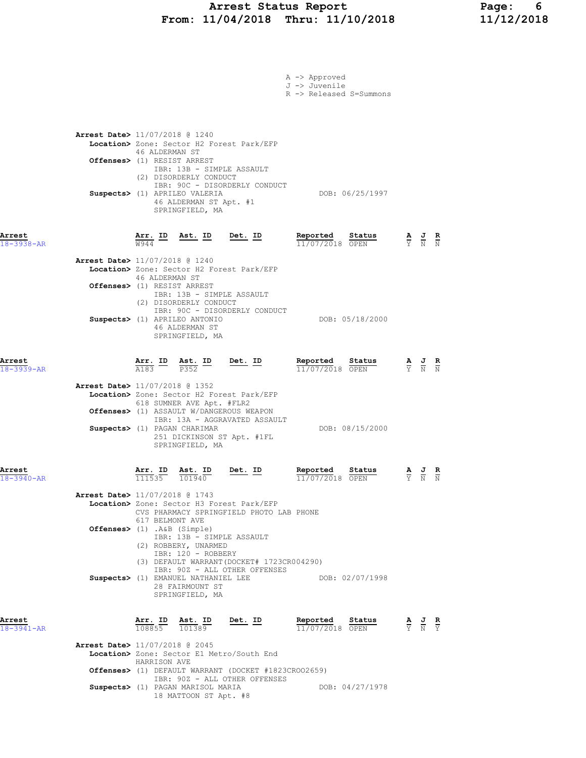A -> Approved
J -> Juvenile
R -> Released S=Summons

**Arrest Date>** 11/07/2018 @ 1240
**Location>** Zone: Sector H2 Forest Park/EFP
46 ALDERMAN ST
**Offenses>** (1) RESIST ARREST
IBR: 13B - SIMPLE ASSAULT
(2) DISORDERLY CONDUCT
IBR: 90C - DISORDERLY CONDUCT
**Suspects>** (1) APRILEO VALERIA DOB: 06/25/1997
46 ALDERMAN ST Apt. #1
SPRINGFIELD, MA

| Arrest | Arr. ID | Ast. ID | Det. ID | Reported | Status | A | J | R |
|---|---|---|---|---|---|---|---|---|
| 18-3938-AR | W944 | | | 11/07/2018 | OPEN | Y | N | N |

**Arrest Date>** 11/07/2018 @ 1240
**Location>** Zone: Sector H2 Forest Park/EFP
46 ALDERMAN ST
**Offenses>** (1) RESIST ARREST
IBR: 13B - SIMPLE ASSAULT
(2) DISORDERLY CONDUCT
IBR: 90C - DISORDERLY CONDUCT
**Suspects>** (1) APRILEO ANTONIO DOB: 05/18/2000
46 ALDERMAN ST
SPRINGFIELD, MA

| Arrest | Arr. ID | Ast. ID | Det. ID | Reported | Status | A | J | R |
|---|---|---|---|---|---|---|---|---|
| 18-3939-AR | A183 | P352 | | 11/07/2018 | OPEN | Y | N | N |

**Arrest Date>** 11/07/2018 @ 1352
**Location>** Zone: Sector H2 Forest Park/EFP
618 SUMNER AVE Apt. #FLR2
**Offenses>** (1) ASSAULT W/DANGEROUS WEAPON
IBR: 13A - AGGRAVATED ASSAULT
**Suspects>** (1) PAGAN CHARIMAR DOB: 08/15/2000
251 DICKINSON ST Apt. #1FL
SPRINGFIELD, MA

| Arrest | Arr. ID | Ast. ID | Det. ID | Reported | Status | A | J | R |
|---|---|---|---|---|---|---|---|---|
| 18-3940-AR | 111535 | 101940 | | 11/07/2018 | OPEN | Y | N | N |

**Arrest Date>** 11/07/2018 @ 1743
**Location>** Zone: Sector H3 Forest Park/EFP
CVS PHARMACY SPRINGFIELD PHOTO LAB PHONE
617 BELMONT AVE
**Offenses>** (1) .A&B (Simple)
IBR: 13B - SIMPLE ASSAULT
(2) ROBBERY, UNARMED
IBR: 120 - ROBBERY
(3) DEFAULT WARRANT(DOCKET# 1723CR004290)
IBR: 90Z - ALL OTHER OFFENSES
**Suspects>** (1) EMANUEL NATHANIEL LEE DOB: 02/07/1998
28 FAIRMOUNT ST
SPRINGFIELD, MA

| Arrest | Arr. ID | Ast. ID | Det. ID | Reported | Status | A | J | R |
|---|---|---|---|---|---|---|---|---|
| 18-3941-AR | 108855 | 101389 | | 11/07/2018 | OPEN | Y | N | Y |

**Arrest Date>** 11/07/2018 @ 2045
**Location>** Zone: Sector E1 Metro/South End
HARRISON AVE
**Offenses>** (1) DEFAULT WARRANT (DOCKET #1823CROO2659)
IBR: 90Z - ALL OTHER OFFENSES
**Suspects>** (1) PAGAN MARISOL MARIA DOB: 04/27/1978
18 MATTOON ST Apt. #8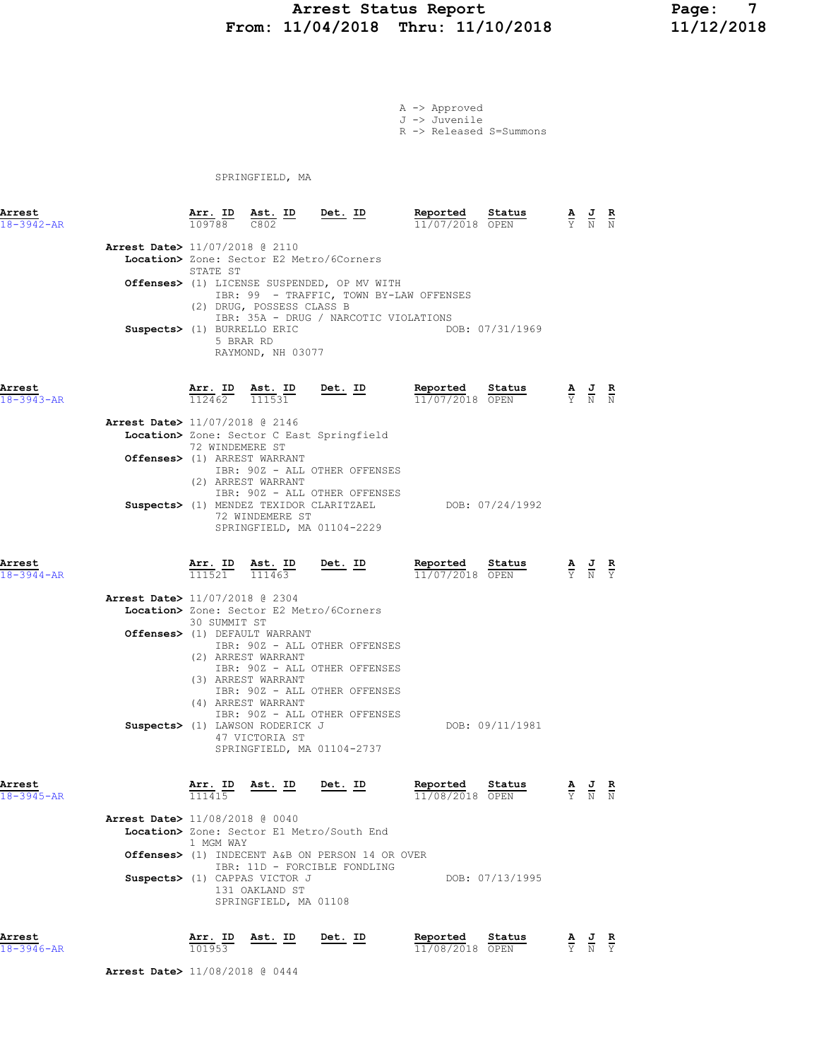# Arrest Status Report
## From: 11/04/2018 Thru: 11/10/2018

A -> Approved
J -> Juvenile
R -> Released S=Summons

SPRINGFIELD, MA

---

**Arrest** 18-3942-AR

| Arr. ID | Ast. ID | Det. ID | Reported | Status | A | J | R |
|---|---|---|---|---|---|---|---|
| 109788 | C802 | | 11/07/2018 | OPEN | Y | N | N |

**Arrest Date>** 11/07/2018 @ 2110
**Location>** Zone: Sector E2 Metro/6Corners
STATE ST
**Offenses>** (1) LICENSE SUSPENDED, OP MV WITH
IBR: 99 - TRAFFIC, TOWN BY-LAW OFFENSES
(2) DRUG, POSSESS CLASS B
IBR: 35A - DRUG / NARCOTIC VIOLATIONS
**Suspects>** (1) BURRELLO ERIC DOB: 07/31/1969
5 BRAR RD
RAYMOND, NH 03077

---

**Arrest** 18-3943-AR

| Arr. ID | Ast. ID | Det. ID | Reported | Status | A | J | R |
|---|---|---|---|---|---|---|---|
| 112462 | 111531 | | 11/07/2018 | OPEN | Y | N | N |

**Arrest Date>** 11/07/2018 @ 2146
**Location>** Zone: Sector C East Springfield
72 WINDEMERE ST
**Offenses>** (1) ARREST WARRANT
IBR: 90Z - ALL OTHER OFFENSES
(2) ARREST WARRANT
IBR: 90Z - ALL OTHER OFFENSES
**Suspects>** (1) MENDEZ TEXIDOR CLARITZAEL DOB: 07/24/1992
72 WINDEMERE ST
SPRINGFIELD, MA 01104-2229

---

**Arrest** 18-3944-AR

| Arr. ID | Ast. ID | Det. ID | Reported | Status | A | J | R |
|---|---|---|---|---|---|---|---|
| 111521 | 111463 | | 11/07/2018 | OPEN | Y | N | Y |

**Arrest Date>** 11/07/2018 @ 2304
**Location>** Zone: Sector E2 Metro/6Corners
30 SUMMIT ST
**Offenses>** (1) DEFAULT WARRANT
IBR: 90Z - ALL OTHER OFFENSES
(2) ARREST WARRANT
IBR: 90Z - ALL OTHER OFFENSES
(3) ARREST WARRANT
IBR: 90Z - ALL OTHER OFFENSES
(4) ARREST WARRANT
IBR: 90Z - ALL OTHER OFFENSES
**Suspects>** (1) LAWSON RODERICK J DOB: 09/11/1981
47 VICTORIA ST
SPRINGFIELD, MA 01104-2737

---

**Arrest** 18-3945-AR

| Arr. ID | Ast. ID | Det. ID | Reported | Status | A | J | R |
|---|---|---|---|---|---|---|---|
| 111415 | | | 11/08/2018 | OPEN | Y | N | N |

**Arrest Date>** 11/08/2018 @ 0040
**Location>** Zone: Sector E1 Metro/South End
1 MGM WAY
**Offenses>** (1) INDECENT A&B ON PERSON 14 OR OVER
IBR: 11D - FORCIBLE FONDLING
**Suspects>** (1) CAPPAS VICTOR J DOB: 07/13/1995
131 OAKLAND ST
SPRINGFIELD, MA 01108

---

**Arrest** 18-3946-AR

| Arr. ID | Ast. ID | Det. ID | Reported | Status | A | J | R |
|---|---|---|---|---|---|---|---|
| 101953 | | | 11/08/2018 | OPEN | Y | N | Y |

**Arrest Date>** 11/08/2018 @ 0444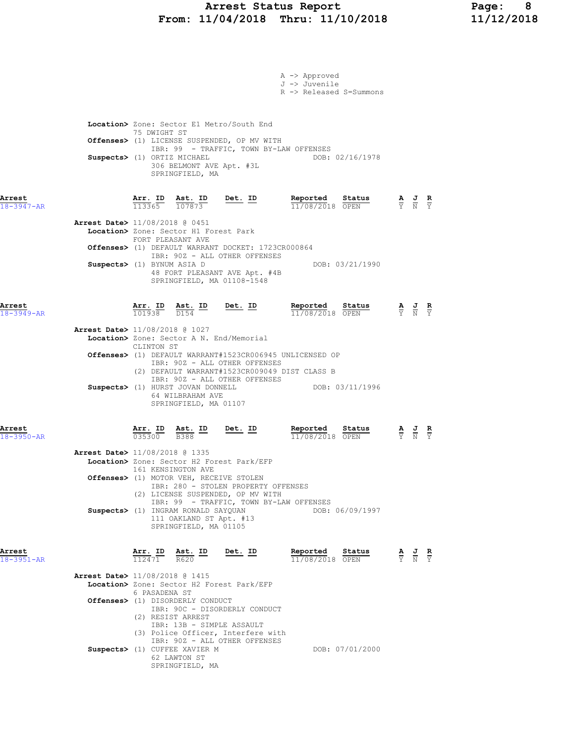A -> Approved
J -> Juvenile
R -> Released S=Summons

**Location>** Zone: Sector E1 Metro/South End
75 DWIGHT ST
**Offenses>** (1) LICENSE SUSPENDED, OP MV WITH
IBR: 99 - TRAFFIC, TOWN BY-LAW OFFENSES
**Suspects>** (1) ORTIZ MICHAEL DOB: 02/16/1978
306 BELMONT AVE Apt. #3L
SPRINGFIELD, MA

| Arrest | Arr. ID | Ast. ID | Det. ID | Reported | Status | A | J | R |
|---|---|---|---|---|---|---|---|---|
| 18-3947-AR | 113365 | 107873 | | 11/08/2018 | OPEN | Y | N | Y |

**Arrest Date>** 11/08/2018 @ 0451
**Location>** Zone: Sector H1 Forest Park
FORT PLEASANT AVE
**Offenses>** (1) DEFAULT WARRANT DOCKET: 1723CR000864
IBR: 90Z - ALL OTHER OFFENSES
**Suspects>** (1) BYNUM ASIA D DOB: 03/21/1990
48 FORT PLEASANT AVE Apt. #4B
SPRINGFIELD, MA 01108-1548

| Arrest | Arr. ID | Ast. ID | Det. ID | Reported | Status | A | J | R |
|---|---|---|---|---|---|---|---|---|
| 18-3949-AR | 101938 | D154 | | 11/08/2018 | OPEN | Y | N | Y |

**Arrest Date>** 11/08/2018 @ 1027
**Location>** Zone: Sector A N. End/Memorial
CLINTON ST
**Offenses>** (1) DEFAULT WARRANT#1523CR006945 UNLICENSED OP
IBR: 90Z - ALL OTHER OFFENSES
(2) DEFAULT WARRANT#1523CR009049 DIST CLASS B
IBR: 90Z - ALL OTHER OFFENSES
**Suspects>** (1) HURST JOVAN DONNELL DOB: 03/11/1996
64 WILBRAHAM AVE
SPRINGFIELD, MA 01107

| Arrest | Arr. ID | Ast. ID | Det. ID | Reported | Status | A | J | R |
|---|---|---|---|---|---|---|---|---|
| 18-3950-AR | 035300 | B388 | | 11/08/2018 | OPEN | Y | N | Y |

**Arrest Date>** 11/08/2018 @ 1335
**Location>** Zone: Sector H2 Forest Park/EFP
161 KENSINGTON AVE
**Offenses>** (1) MOTOR VEH, RECEIVE STOLEN
IBR: 280 - STOLEN PROPERTY OFFENSES
(2) LICENSE SUSPENDED, OP MV WITH
IBR: 99 - TRAFFIC, TOWN BY-LAW OFFENSES
**Suspects>** (1) INGRAM RONALD SAYQUAN DOB: 06/09/1997
111 OAKLAND ST Apt. #13
SPRINGFIELD, MA 01105

| Arrest | Arr. ID | Ast. ID | Det. ID | Reported | Status | A | J | R |
|---|---|---|---|---|---|---|---|---|
| 18-3951-AR | 112471 | R620 | | 11/08/2018 | OPEN | Y | N | Y |

**Arrest Date>** 11/08/2018 @ 1415
**Location>** Zone: Sector H2 Forest Park/EFP
6 PASADENA ST
**Offenses>** (1) DISORDERLY CONDUCT
IBR: 90C - DISORDERLY CONDUCT
(2) RESIST ARREST
IBR: 13B - SIMPLE ASSAULT
(3) Police Officer, Interfere with
IBR: 90Z - ALL OTHER OFFENSES
**Suspects>** (1) CUFFEE XAVIER M DOB: 07/01/2000
62 LAWTON ST
SPRINGFIELD, MA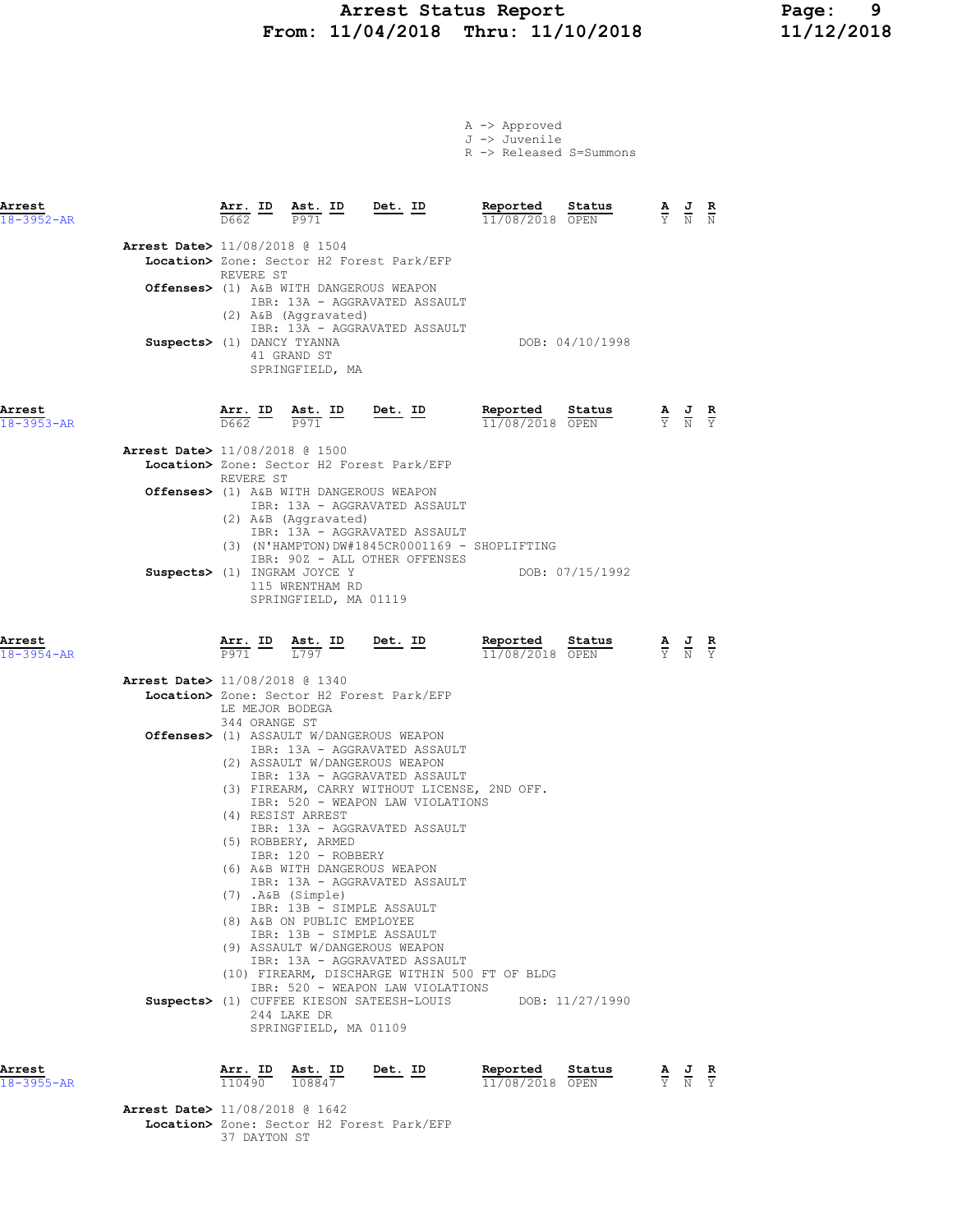A -> Approved
J -> Juvenile
R -> Released S=Summons

| Arrest | Arr. ID | Ast. ID | Det. ID | Reported | Status | A | J | R |
|---|---|---|---|---|---|---|---|---|
| 18-3952-AR | D662 | P971 | | 11/08/2018 | OPEN | Y | N | N |

**Arrest Date>** 11/08/2018 @ 1504
**Location>** Zone: Sector H2 Forest Park/EFP
REVERE ST
**Offenses>** (1) A&B WITH DANGEROUS WEAPON
IBR: 13A - AGGRAVATED ASSAULT
(2) A&B (Aggravated)
IBR: 13A - AGGRAVATED ASSAULT
**Suspects>** (1) DANCY TYANNA DOB: 04/10/1998
41 GRAND ST
SPRINGFIELD, MA

| Arrest | Arr. ID | Ast. ID | Det. ID | Reported | Status | A | J | R |
|---|---|---|---|---|---|---|---|---|
| 18-3953-AR | D662 | P971 | | 11/08/2018 | OPEN | Y | N | Y |

**Arrest Date>** 11/08/2018 @ 1500
**Location>** Zone: Sector H2 Forest Park/EFP
REVERE ST
**Offenses>** (1) A&B WITH DANGEROUS WEAPON
IBR: 13A - AGGRAVATED ASSAULT
(2) A&B (Aggravated)
IBR: 13A - AGGRAVATED ASSAULT
(3) (N'HAMPTON)DW#1845CR0001169 - SHOPLIFTING
IBR: 90Z - ALL OTHER OFFENSES
**Suspects>** (1) INGRAM JOYCE Y DOB: 07/15/1992
115 WRENTHAM RD
SPRINGFIELD, MA 01119

| Arrest | Arr. ID | Ast. ID | Det. ID | Reported | Status | A | J | R |
|---|---|---|---|---|---|---|---|---|
| 18-3954-AR | P971 | L797 | | 11/08/2018 | OPEN | Y | N | Y |

**Arrest Date>** 11/08/2018 @ 1340
**Location>** Zone: Sector H2 Forest Park/EFP
LE MEJOR BODEGA
344 ORANGE ST
**Offenses>** (1) ASSAULT W/DANGEROUS WEAPON
IBR: 13A - AGGRAVATED ASSAULT
(2) ASSAULT W/DANGEROUS WEAPON
IBR: 13A - AGGRAVATED ASSAULT
(3) FIREARM, CARRY WITHOUT LICENSE, 2ND OFF.
IBR: 520 - WEAPON LAW VIOLATIONS
(4) RESIST ARREST
IBR: 13A - AGGRAVATED ASSAULT
(5) ROBBERY, ARMED
IBR: 120 - ROBBERY
(6) A&B WITH DANGEROUS WEAPON
IBR: 13A - AGGRAVATED ASSAULT
(7) .A&B (Simple)
IBR: 13B - SIMPLE ASSAULT
(8) A&B ON PUBLIC EMPLOYEE
IBR: 13B - SIMPLE ASSAULT
(9) ASSAULT W/DANGEROUS WEAPON
IBR: 13A - AGGRAVATED ASSAULT
(10) FIREARM, DISCHARGE WITHIN 500 FT OF BLDG
IBR: 520 - WEAPON LAW VIOLATIONS
**Suspects>** (1) CUFFEE KIESON SATEESH-LOUIS DOB: 11/27/1990
244 LAKE DR
SPRINGFIELD, MA 01109

| Arrest | Arr. ID | Ast. ID | Det. ID | Reported | Status | A | J | R |
|---|---|---|---|---|---|---|---|---|
| 18-3955-AR | 110490 | 108847 | | 11/08/2018 | OPEN | Y | N | Y |

**Arrest Date>** 11/08/2018 @ 1642
**Location>** Zone: Sector H2 Forest Park/EFP
37 DAYTON ST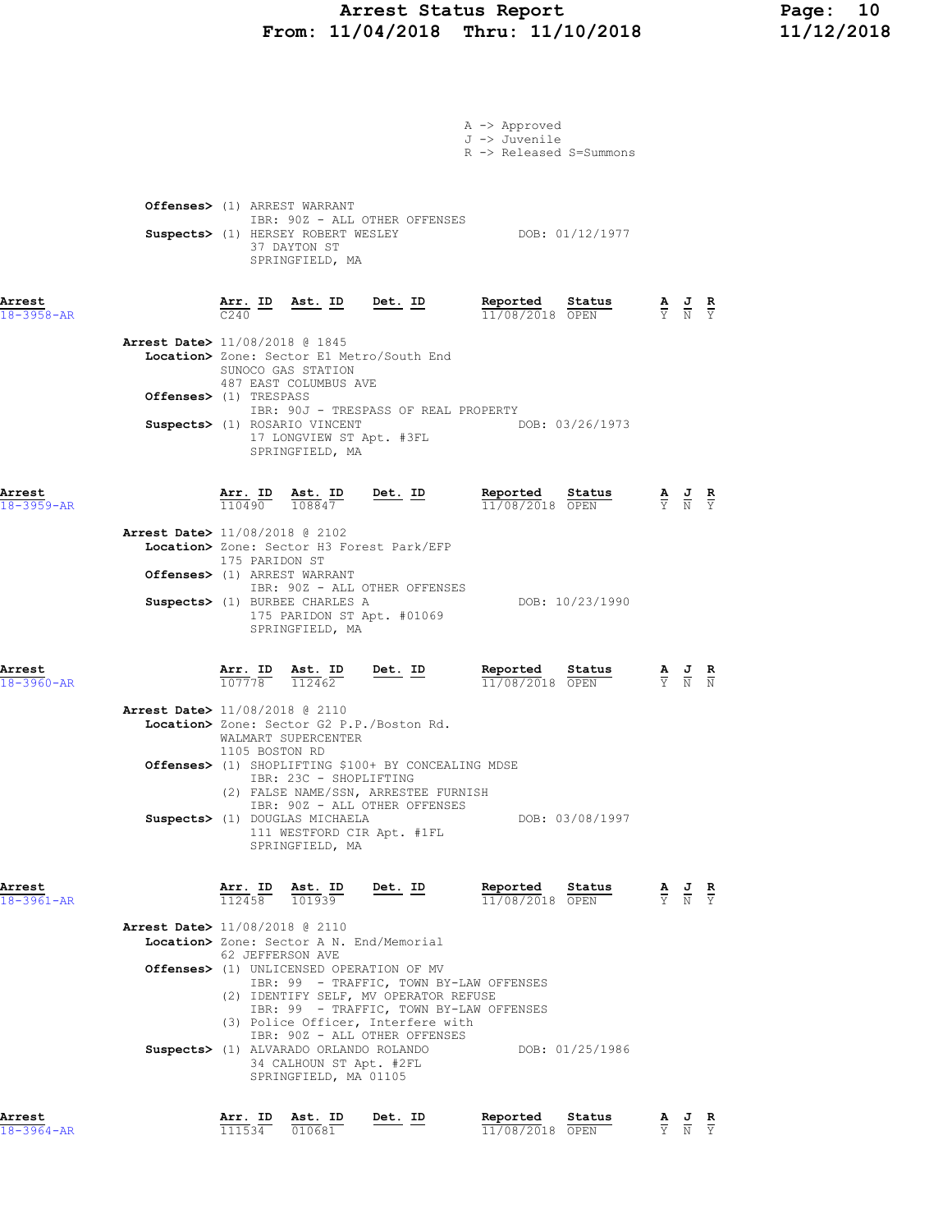A -> Approved
J -> Juvenile
R -> Released S=Summons

**Offenses>** (1) ARREST WARRANT
IBR: 90Z - ALL OTHER OFFENSES
**Suspects>** (1) HERSEY ROBERT WESLEY DOB: 01/12/1977
37 DAYTON ST
SPRINGFIELD, MA

| Arrest | Arr. ID | Ast. ID | Det. ID | Reported | Status | A | J | R |
|---|---|---|---|---|---|---|---|---|
| 18-3958-AR | C240 | | | 11/08/2018 | OPEN | Y | N | Y |

**Arrest Date>** 11/08/2018 @ 1845
**Location>** Zone: Sector E1 Metro/South End
SUNOCO GAS STATION
487 EAST COLUMBUS AVE
**Offenses>** (1) TRESPASS
IBR: 90J - TRESPASS OF REAL PROPERTY
**Suspects>** (1) ROSARIO VINCENT DOB: 03/26/1973
17 LONGVIEW ST Apt. #3FL
SPRINGFIELD, MA

| Arrest | Arr. ID | Ast. ID | Det. ID | Reported | Status | A | J | R |
|---|---|---|---|---|---|---|---|---|
| 18-3959-AR | 110490 | 108847 | | 11/08/2018 | OPEN | Y | N | Y |

**Arrest Date>** 11/08/2018 @ 2102
**Location>** Zone: Sector H3 Forest Park/EFP
175 PARIDON ST
**Offenses>** (1) ARREST WARRANT
IBR: 90Z - ALL OTHER OFFENSES
**Suspects>** (1) BURBEE CHARLES A DOB: 10/23/1990
175 PARIDON ST Apt. #01069
SPRINGFIELD, MA

| Arrest | Arr. ID | Ast. ID | Det. ID | Reported | Status | A | J | R |
|---|---|---|---|---|---|---|---|---|
| 18-3960-AR | 107778 | 112462 | | 11/08/2018 | OPEN | Y | N | N |

**Arrest Date>** 11/08/2018 @ 2110
**Location>** Zone: Sector G2 P.P./Boston Rd.
WALMART SUPERCENTER
1105 BOSTON RD
**Offenses>** (1) SHOPLIFTING $100+ BY CONCEALING MDSE
IBR: 23C - SHOPLIFTING
(2) FALSE NAME/SSN, ARRESTEE FURNISH
IBR: 90Z - ALL OTHER OFFENSES
**Suspects>** (1) DOUGLAS MICHAELA DOB: 03/08/1997
111 WESTFORD CIR Apt. #1FL
SPRINGFIELD, MA

| Arrest | Arr. ID | Ast. ID | Det. ID | Reported | Status | A | J | R |
|---|---|---|---|---|---|---|---|---|
| 18-3961-AR | 112458 | 101939 | | 11/08/2018 | OPEN | Y | N | Y |

**Arrest Date>** 11/08/2018 @ 2110
**Location>** Zone: Sector A N. End/Memorial
62 JEFFERSON AVE
**Offenses>** (1) UNLICENSED OPERATION OF MV
IBR: 99 - TRAFFIC, TOWN BY-LAW OFFENSES
(2) IDENTIFY SELF, MV OPERATOR REFUSE
IBR: 99 - TRAFFIC, TOWN BY-LAW OFFENSES
(3) Police Officer, Interfere with
IBR: 90Z - ALL OTHER OFFENSES
**Suspects>** (1) ALVARADO ORLANDO ROLANDO DOB: 01/25/1986
34 CALHOUN ST Apt. #2FL
SPRINGFIELD, MA 01105

| Arrest | Arr. ID | Ast. ID | Det. ID | Reported | Status | A | J | R |
|---|---|---|---|---|---|---|---|---|
| 18-3964-AR | 111534 | 010681 | | 11/08/2018 | OPEN | Y | N | Y |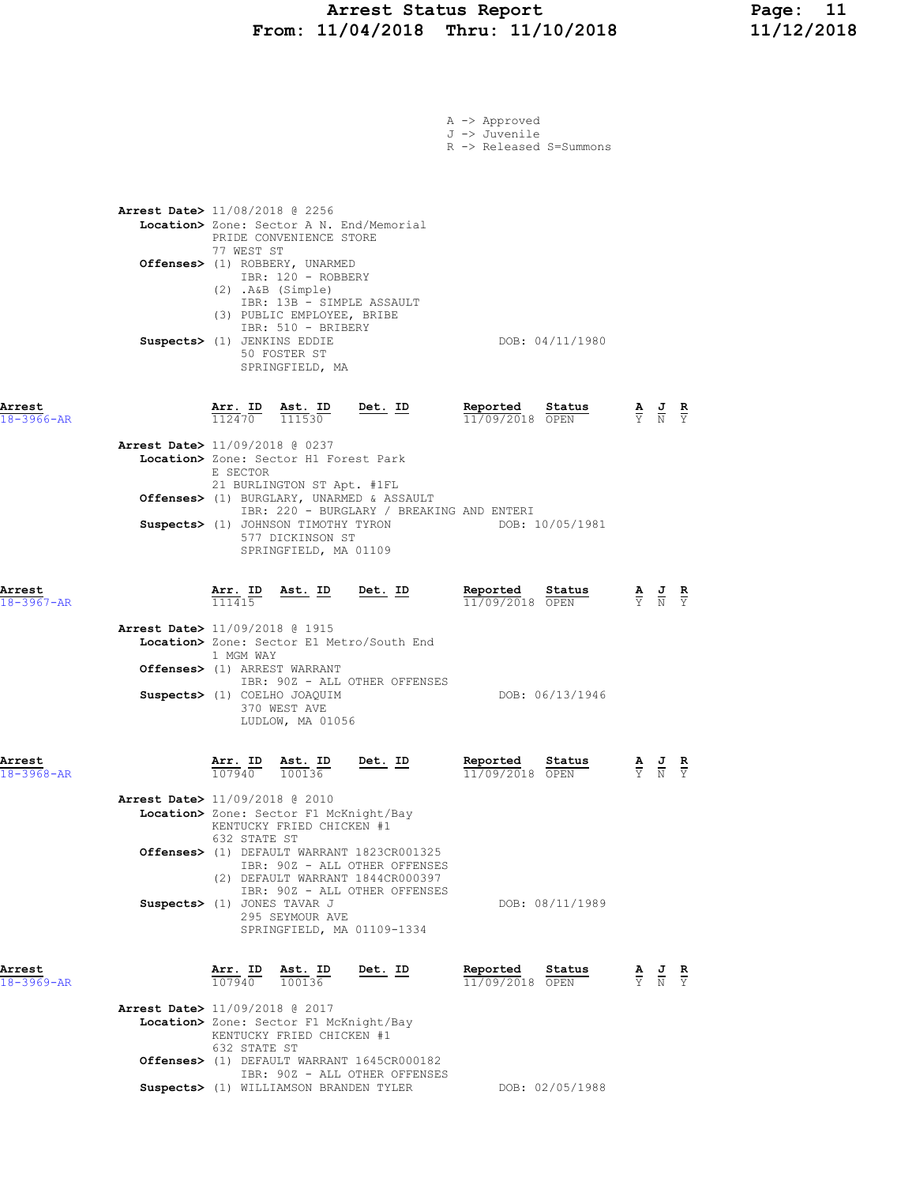A -> Approved
J -> Juvenile
R -> Released S=Summons

**Arrest Date>** 11/08/2018 @ 2256
**Location>** Zone: Sector A N. End/Memorial
PRIDE CONVENIENCE STORE
77 WEST ST
**Offenses>** (1) ROBBERY, UNARMED
IBR: 120 - ROBBERY
(2) .A&B (Simple)
IBR: 13B - SIMPLE ASSAULT
(3) PUBLIC EMPLOYEE, BRIBE
IBR: 510 - BRIBERY
**Suspects>** (1) JENKINS EDDIE — DOB: 04/11/1980
50 FOSTER ST
SPRINGFIELD, MA

| Arrest | Arr. ID | Ast. ID | Det. ID | Reported | Status | A | J | R |
|---|---|---|---|---|---|---|---|---|
| 18-3966-AR | 112470 | 111530 | | 11/09/2018 | OPEN | Y | N | Y |

**Arrest Date>** 11/09/2018 @ 0237
**Location>** Zone: Sector H1 Forest Park
E SECTOR
21 BURLINGTON ST Apt. #1FL
**Offenses>** (1) BURGLARY, UNARMED & ASSAULT
IBR: 220 - BURGLARY / BREAKING AND ENTERI
**Suspects>** (1) JOHNSON TIMOTHY TYRON — DOB: 10/05/1981
577 DICKINSON ST
SPRINGFIELD, MA 01109

| Arrest | Arr. ID | Ast. ID | Det. ID | Reported | Status | A | J | R |
|---|---|---|---|---|---|---|---|---|
| 18-3967-AR | 111415 | | | 11/09/2018 | OPEN | Y | N | Y |

**Arrest Date>** 11/09/2018 @ 1915
**Location>** Zone: Sector E1 Metro/South End
1 MGM WAY
**Offenses>** (1) ARREST WARRANT
IBR: 90Z - ALL OTHER OFFENSES
**Suspects>** (1) COELHO JOAQUIM — DOB: 06/13/1946
370 WEST AVE
LUDLOW, MA 01056

| Arrest | Arr. ID | Ast. ID | Det. ID | Reported | Status | A | J | R |
|---|---|---|---|---|---|---|---|---|
| 18-3968-AR | 107940 | 100136 | | 11/09/2018 | OPEN | Y | N | Y |

**Arrest Date>** 11/09/2018 @ 2010
**Location>** Zone: Sector F1 McKnight/Bay
KENTUCKY FRIED CHICKEN #1
632 STATE ST
**Offenses>** (1) DEFAULT WARRANT 1823CR001325
IBR: 90Z - ALL OTHER OFFENSES
(2) DEFAULT WARRANT 1844CR000397
IBR: 90Z - ALL OTHER OFFENSES
**Suspects>** (1) JONES TAVAR J — DOB: 08/11/1989
295 SEYMOUR AVE
SPRINGFIELD, MA 01109-1334

| Arrest | Arr. ID | Ast. ID | Det. ID | Reported | Status | A | J | R |
|---|---|---|---|---|---|---|---|---|
| 18-3969-AR | 107940 | 100136 | | 11/09/2018 | OPEN | Y | N | Y |

**Arrest Date>** 11/09/2018 @ 2017
**Location>** Zone: Sector F1 McKnight/Bay
KENTUCKY FRIED CHICKEN #1
632 STATE ST
**Offenses>** (1) DEFAULT WARRANT 1645CR000182
IBR: 90Z - ALL OTHER OFFENSES
**Suspects>** (1) WILLIAMSON BRANDEN TYLER — DOB: 02/05/1988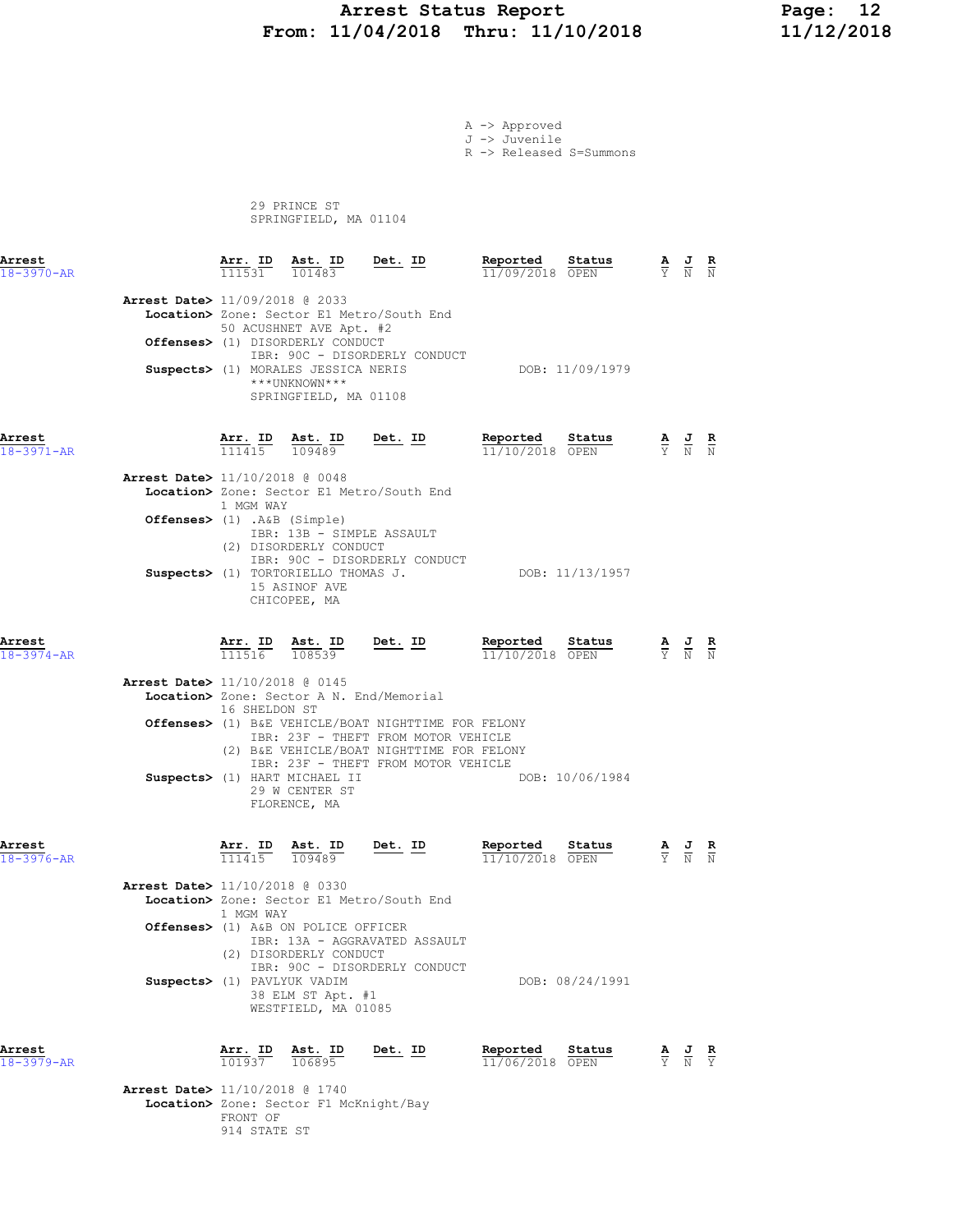A -> Approved
J -> Juvenile
R -> Released S=Summons

29 PRINCE ST
SPRINGFIELD, MA 01104

**Arrest** 18-3970-AR

| Arr. ID | Ast. ID | Det. ID | Reported | Status | A | J | R |
|---|---|---|---|---|---|---|---|
| 111531 | 101483 | | 11/09/2018 | OPEN | Y | N | N |

**Arrest Date>** 11/09/2018 @ 2033
**Location>** Zone: Sector E1 Metro/South End
50 ACUSHNET AVE Apt. #2
**Offenses>** (1) DISORDERLY CONDUCT
IBR: 90C - DISORDERLY CONDUCT
**Suspects>** (1) MORALES JESSICA NERIS — DOB: 11/09/1979
\*\*\*UNKNOWN\*\*\*
SPRINGFIELD, MA 01108

**Arrest** 18-3971-AR

| Arr. ID | Ast. ID | Det. ID | Reported | Status | A | J | R |
|---|---|---|---|---|---|---|---|
| 111415 | 109489 | | 11/10/2018 | OPEN | Y | N | N |

**Arrest Date>** 11/10/2018 @ 0048
**Location>** Zone: Sector E1 Metro/South End
1 MGM WAY
**Offenses>** (1) .A&B (Simple)
IBR: 13B - SIMPLE ASSAULT
(2) DISORDERLY CONDUCT
IBR: 90C - DISORDERLY CONDUCT
**Suspects>** (1) TORTORIELLO THOMAS J. — DOB: 11/13/1957
15 ASINOF AVE
CHICOPEE, MA

**Arrest** 18-3974-AR

| Arr. ID | Ast. ID | Det. ID | Reported | Status | A | J | R |
|---|---|---|---|---|---|---|---|
| 111516 | 108539 | | 11/10/2018 | OPEN | Y | N | N |

**Arrest Date>** 11/10/2018 @ 0145
**Location>** Zone: Sector A N. End/Memorial
16 SHELDON ST
**Offenses>** (1) B&E VEHICLE/BOAT NIGHTTIME FOR FELONY
IBR: 23F - THEFT FROM MOTOR VEHICLE
(2) B&E VEHICLE/BOAT NIGHTTIME FOR FELONY
IBR: 23F - THEFT FROM MOTOR VEHICLE
**Suspects>** (1) HART MICHAEL II — DOB: 10/06/1984
29 W CENTER ST
FLORENCE, MA

**Arrest** 18-3976-AR

| Arr. ID | Ast. ID | Det. ID | Reported | Status | A | J | R |
|---|---|---|---|---|---|---|---|
| 111415 | 109489 | | 11/10/2018 | OPEN | Y | N | N |

**Arrest Date>** 11/10/2018 @ 0330
**Location>** Zone: Sector E1 Metro/South End
1 MGM WAY
**Offenses>** (1) A&B ON POLICE OFFICER
IBR: 13A - AGGRAVATED ASSAULT
(2) DISORDERLY CONDUCT
IBR: 90C - DISORDERLY CONDUCT
**Suspects>** (1) PAVLYUK VADIM — DOB: 08/24/1991
38 ELM ST Apt. #1
WESTFIELD, MA 01085

**Arrest** 18-3979-AR

| Arr. ID | Ast. ID | Det. ID | Reported | Status | A | J | R |
|---|---|---|---|---|---|---|---|
| 101937 | 106895 | | 11/06/2018 | OPEN | Y | N | Y |

**Arrest Date>** 11/10/2018 @ 1740
**Location>** Zone: Sector F1 McKnight/Bay
FRONT OF
914 STATE ST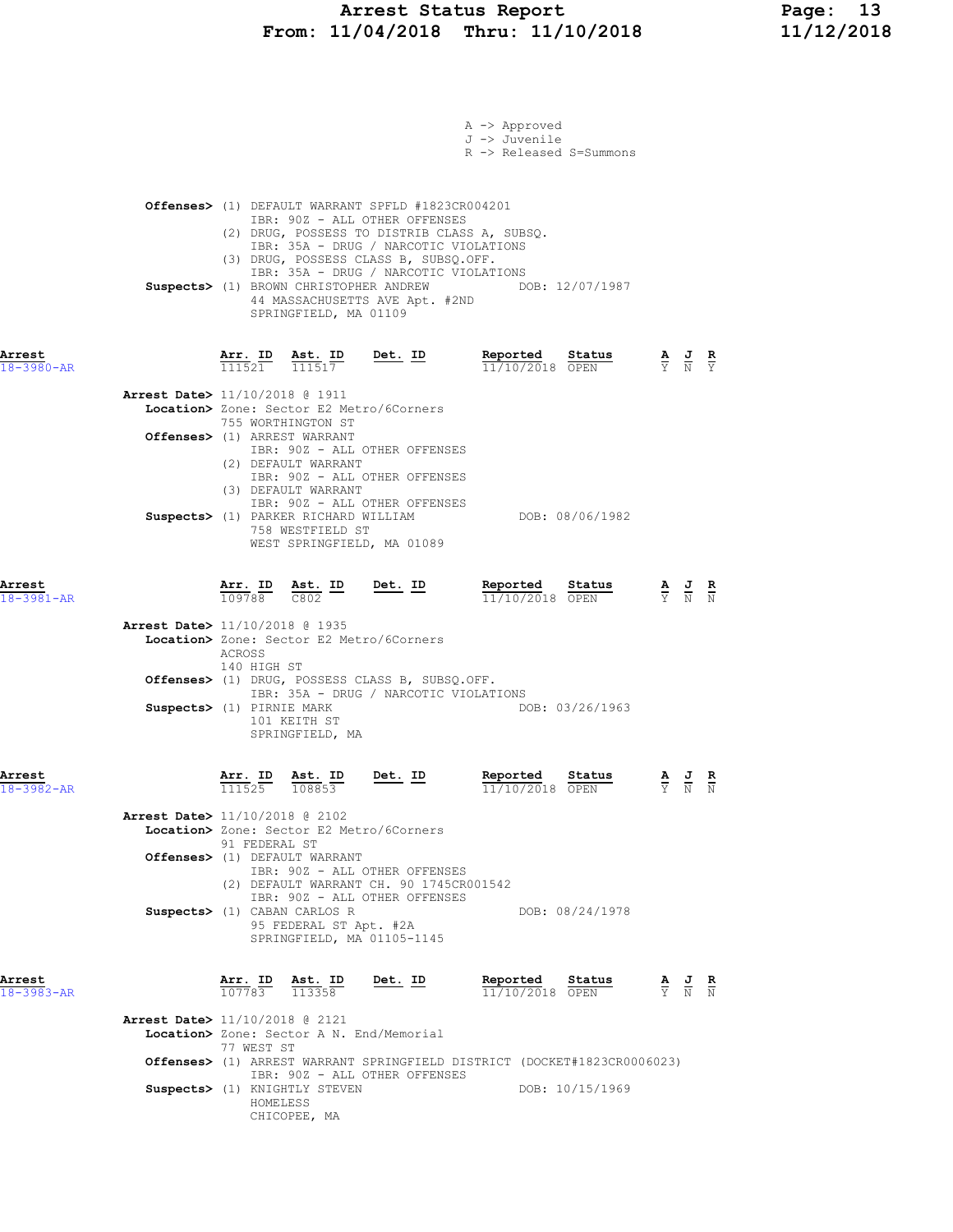A -> Approved
J -> Juvenile
R -> Released S=Summons

**Offenses>** (1) DEFAULT WARRANT SPFLD #1823CR004201
IBR: 90Z - ALL OTHER OFFENSES
(2) DRUG, POSSESS TO DISTRIB CLASS A, SUBSQ.
IBR: 35A - DRUG / NARCOTIC VIOLATIONS
(3) DRUG, POSSESS CLASS B, SUBSQ.OFF.
IBR: 35A - DRUG / NARCOTIC VIOLATIONS
**Suspects>** (1) BROWN CHRISTOPHER ANDREW DOB: 12/07/1987
44 MASSACHUSETTS AVE Apt. #2ND
SPRINGFIELD, MA 01109

| Arrest | Arr. ID | Ast. ID | Det. ID | Reported | Status | A | J | R |
|---|---|---|---|---|---|---|---|---|
| 18-3980-AR | 111521 | 111517 | | 11/10/2018 | OPEN | Y | N | Y |

**Arrest Date>** 11/10/2018 @ 1911
**Location>** Zone: Sector E2 Metro/6Corners
755 WORTHINGTON ST
**Offenses>** (1) ARREST WARRANT
IBR: 90Z - ALL OTHER OFFENSES
(2) DEFAULT WARRANT
IBR: 90Z - ALL OTHER OFFENSES
(3) DEFAULT WARRANT
IBR: 90Z - ALL OTHER OFFENSES
**Suspects>** (1) PARKER RICHARD WILLIAM DOB: 08/06/1982
758 WESTFIELD ST
WEST SPRINGFIELD, MA 01089

| Arrest | Arr. ID | Ast. ID | Det. ID | Reported | Status | A | J | R |
|---|---|---|---|---|---|---|---|---|
| 18-3981-AR | 109788 | C802 | | 11/10/2018 | OPEN | Y | N | N |

**Arrest Date>** 11/10/2018 @ 1935
**Location>** Zone: Sector E2 Metro/6Corners
ACROSS
140 HIGH ST
**Offenses>** (1) DRUG, POSSESS CLASS B, SUBSQ.OFF.
IBR: 35A - DRUG / NARCOTIC VIOLATIONS
**Suspects>** (1) PIRNIE MARK DOB: 03/26/1963
101 KEITH ST
SPRINGFIELD, MA

| Arrest | Arr. ID | Ast. ID | Det. ID | Reported | Status | A | J | R |
|---|---|---|---|---|---|---|---|---|
| 18-3982-AR | 111525 | 108853 | | 11/10/2018 | OPEN | Y | N | N |

**Arrest Date>** 11/10/2018 @ 2102
**Location>** Zone: Sector E2 Metro/6Corners
91 FEDERAL ST
**Offenses>** (1) DEFAULT WARRANT
IBR: 90Z - ALL OTHER OFFENSES
(2) DEFAULT WARRANT CH. 90 1745CR001542
IBR: 90Z - ALL OTHER OFFENSES
**Suspects>** (1) CABAN CARLOS R DOB: 08/24/1978
95 FEDERAL ST Apt. #2A
SPRINGFIELD, MA 01105-1145

| Arrest | Arr. ID | Ast. ID | Det. ID | Reported | Status | A | J | R |
|---|---|---|---|---|---|---|---|---|
| 18-3983-AR | 107783 | 113358 | | 11/10/2018 | OPEN | Y | N | N |

**Arrest Date>** 11/10/2018 @ 2121
**Location>** Zone: Sector A N. End/Memorial
77 WEST ST
**Offenses>** (1) ARREST WARRANT SPRINGFIELD DISTRICT (DOCKET#1823CR0006023)
IBR: 90Z - ALL OTHER OFFENSES
**Suspects>** (1) KNIGHTLY STEVEN DOB: 10/15/1969
HOMELESS
CHICOPEE, MA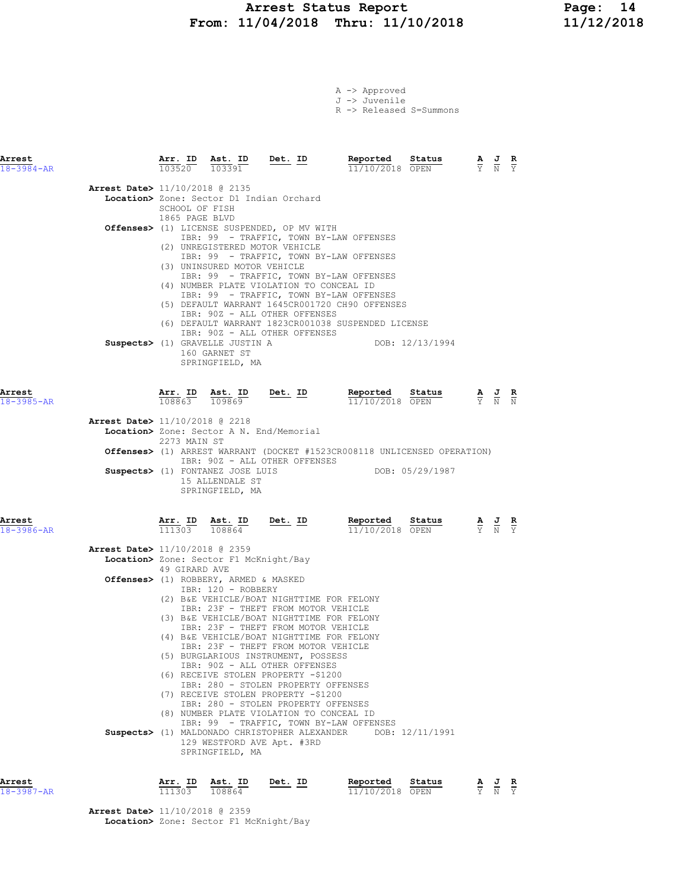A -> Approved
J -> Juvenile
R -> Released S=Summons

| Arrest | Arr. ID | Ast. ID | Det. ID | Reported | Status | A | J | R |
|---|---|---|---|---|---|---|---|---|
| 18-3984-AR | 103520 | 103391 | | 11/10/2018 | OPEN | Y | N | Y |

**Arrest Date>** 11/10/2018 @ 2135
**Location>** Zone: Sector D1 Indian Orchard
SCHOOL OF FISH
1865 PAGE BLVD
**Offenses>** (1) LICENSE SUSPENDED, OP MV WITH
IBR: 99 - TRAFFIC, TOWN BY-LAW OFFENSES
(2) UNREGISTERED MOTOR VEHICLE
IBR: 99 - TRAFFIC, TOWN BY-LAW OFFENSES
(3) UNINSURED MOTOR VEHICLE
IBR: 99 - TRAFFIC, TOWN BY-LAW OFFENSES
(4) NUMBER PLATE VIOLATION TO CONCEAL ID
IBR: 99 - TRAFFIC, TOWN BY-LAW OFFENSES
(5) DEFAULT WARRANT 1645CR001720 CH90 OFFENSES
IBR: 90Z - ALL OTHER OFFENSES
(6) DEFAULT WARRANT 1823CR001038 SUSPENDED LICENSE
IBR: 90Z - ALL OTHER OFFENSES
**Suspects>** (1) GRAVELLE JUSTIN A DOB: 12/13/1994
160 GARNET ST
SPRINGFIELD, MA

| Arrest | Arr. ID | Ast. ID | Det. ID | Reported | Status | A | J | R |
|---|---|---|---|---|---|---|---|---|
| 18-3985-AR | 108863 | 109869 | | 11/10/2018 | OPEN | Y | N | N |

**Arrest Date>** 11/10/2018 @ 2218
**Location>** Zone: Sector A N. End/Memorial
2273 MAIN ST
**Offenses>** (1) ARREST WARRANT (DOCKET #1523CR008118 UNLICENSED OPERATION)
IBR: 90Z - ALL OTHER OFFENSES
**Suspects>** (1) FONTANEZ JOSE LUIS DOB: 05/29/1987
15 ALLENDALE ST
SPRINGFIELD, MA

| Arrest | Arr. ID | Ast. ID | Det. ID | Reported | Status | A | J | R |
|---|---|---|---|---|---|---|---|---|
| 18-3986-AR | 111303 | 108864 | | 11/10/2018 | OPEN | Y | N | Y |

**Arrest Date>** 11/10/2018 @ 2359
**Location>** Zone: Sector F1 McKnight/Bay
49 GIRARD AVE
**Offenses>** (1) ROBBERY, ARMED & MASKED
IBR: 120 - ROBBERY
(2) B&E VEHICLE/BOAT NIGHTTIME FOR FELONY
IBR: 23F - THEFT FROM MOTOR VEHICLE
(3) B&E VEHICLE/BOAT NIGHTTIME FOR FELONY
IBR: 23F - THEFT FROM MOTOR VEHICLE
(4) B&E VEHICLE/BOAT NIGHTTIME FOR FELONY
IBR: 23F - THEFT FROM MOTOR VEHICLE
(5) BURGLARIOUS INSTRUMENT, POSSESS
IBR: 90Z - ALL OTHER OFFENSES
(6) RECEIVE STOLEN PROPERTY -$1200
IBR: 280 - STOLEN PROPERTY OFFENSES
(7) RECEIVE STOLEN PROPERTY -$1200
IBR: 280 - STOLEN PROPERTY OFFENSES
(8) NUMBER PLATE VIOLATION TO CONCEAL ID
IBR: 99 - TRAFFIC, TOWN BY-LAW OFFENSES
**Suspects>** (1) MALDONADO CHRISTOPHER ALEXANDER DOB: 12/11/1991
129 WESTFORD AVE Apt. #3RD
SPRINGFIELD, MA

| Arrest | Arr. ID | Ast. ID | Det. ID | Reported | Status | A | J | R |
|---|---|---|---|---|---|---|---|---|
| 18-3987-AR | 111303 | 108864 | | 11/10/2018 | OPEN | Y | N | Y |

**Arrest Date>** 11/10/2018 @ 2359
**Location>** Zone: Sector F1 McKnight/Bay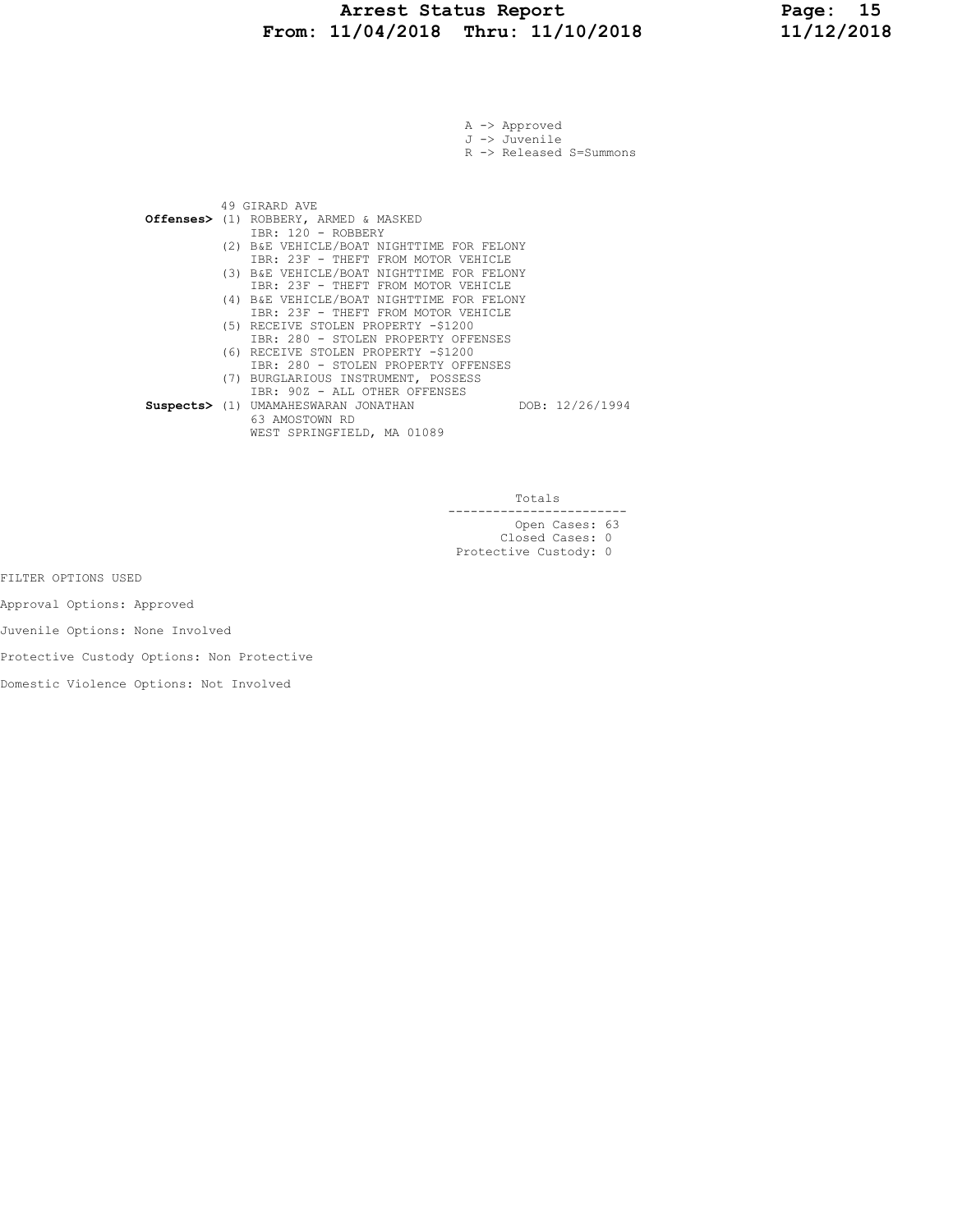A -> Approved
J -> Juvenile
R -> Released S=Summons

49 GIRARD AVE

**Offenses>** (1) ROBBERY, ARMED & MASKED
IBR: 120 - ROBBERY
(2) B&E VEHICLE/BOAT NIGHTTIME FOR FELONY
IBR: 23F - THEFT FROM MOTOR VEHICLE
(3) B&E VEHICLE/BOAT NIGHTTIME FOR FELONY
IBR: 23F - THEFT FROM MOTOR VEHICLE
(4) B&E VEHICLE/BOAT NIGHTTIME FOR FELONY
IBR: 23F - THEFT FROM MOTOR VEHICLE
(5) RECEIVE STOLEN PROPERTY -$1200
IBR: 280 - STOLEN PROPERTY OFFENSES
(6) RECEIVE STOLEN PROPERTY -$1200
IBR: 280 - STOLEN PROPERTY OFFENSES
(7) BURGLARIOUS INSTRUMENT, POSSESS
IBR: 90Z - ALL OTHER OFFENSES

**Suspects>** (1) UMAMAHESWARAN JONATHAN DOB: 12/26/1994
63 AMOSTOWN RD
WEST SPRINGFIELD, MA 01089

Totals

Open Cases: 63
Closed Cases: 0
Protective Custody: 0

FILTER OPTIONS USED

Approval Options: Approved

Juvenile Options: None Involved

Protective Custody Options: Non Protective

Domestic Violence Options: Not Involved